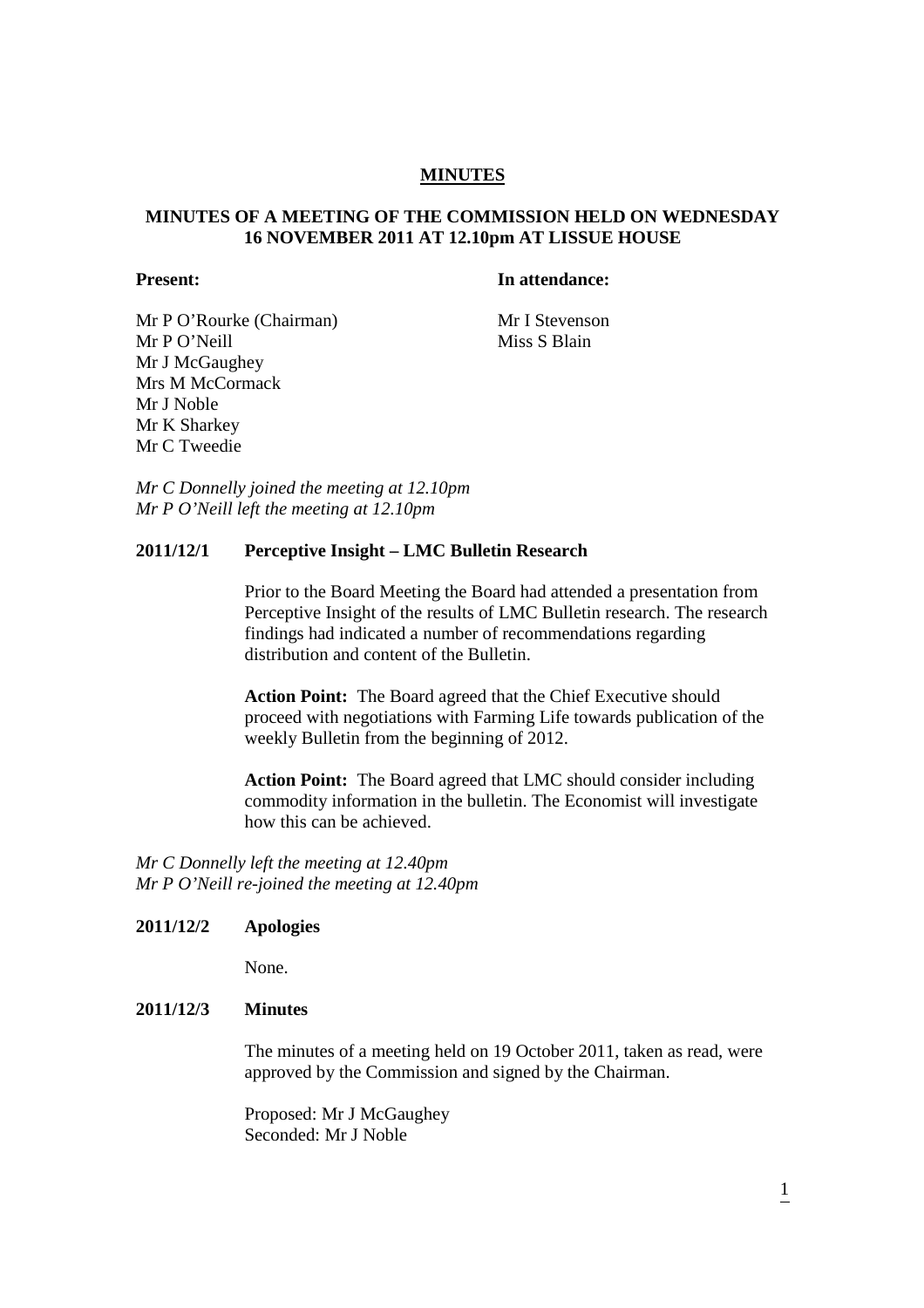# MINUTES

## MINUTES OF A MEETING OF THE COMMISSION HELD ON WEDNESDAY 16 NOVEMBER 2011 AT 12.10pm AT LISSUE HOUSE

| **Present:** | **In attendance:** |
|---|---|
| Mr P O'Rourke (Chairman) | Mr I Stevenson |
| Mr P O'Neill | Miss S Blain |
| Mr J McGaughey | |
| Mrs M McCormack | |
| Mr J Noble | |
| Mr K Sharkey | |
| Mr C Tweedie | |

*Mr C Donnelly joined the meeting at 12.10pm*
*Mr P O'Neill left the meeting at 12.10pm*

### 2011/12/1 Perceptive Insight – LMC Bulletin Research

Prior to the Board Meeting the Board had attended a presentation from Perceptive Insight of the results of LMC Bulletin research. The research findings had indicated a number of recommendations regarding distribution and content of the Bulletin.

**Action Point:** The Board agreed that the Chief Executive should proceed with negotiations with Farming Life towards publication of the weekly Bulletin from the beginning of 2012.

**Action Point:** The Board agreed that LMC should consider including commodity information in the bulletin. The Economist will investigate how this can be achieved.

*Mr C Donnelly left the meeting at 12.40pm*
*Mr P O'Neill re-joined the meeting at 12.40pm*

### 2011/12/2 Apologies

None.

### 2011/12/3 Minutes

The minutes of a meeting held on 19 October 2011, taken as read, were approved by the Commission and signed by the Chairman.

Proposed: Mr J McGaughey
Seconded: Mr J Noble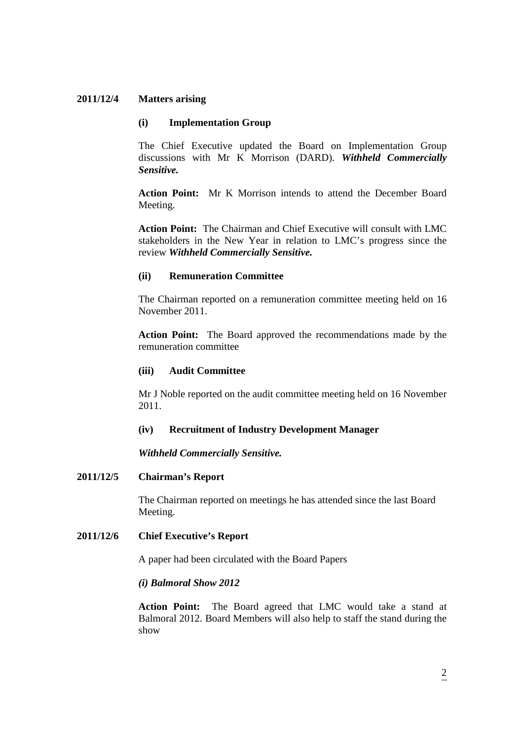**2011/12/4 Matters arising**

**(i) Implementation Group**

The Chief Executive updated the Board on Implementation Group discussions with Mr K Morrison (DARD). ***Withheld Commercially Sensitive.***

**Action Point:** Mr K Morrison intends to attend the December Board Meeting.

**Action Point:** The Chairman and Chief Executive will consult with LMC stakeholders in the New Year in relation to LMC's progress since the review ***Withheld Commercially Sensitive.***

**(ii) Remuneration Committee**

The Chairman reported on a remuneration committee meeting held on 16 November 2011.

**Action Point:** The Board approved the recommendations made by the remuneration committee

**(iii) Audit Committee**

Mr J Noble reported on the audit committee meeting held on 16 November 2011.

**(iv) Recruitment of Industry Development Manager**

***Withheld Commercially Sensitive.***

**2011/12/5 Chairman's Report**

The Chairman reported on meetings he has attended since the last Board Meeting.

**2011/12/6 Chief Executive's Report**

A paper had been circulated with the Board Papers

***(i) Balmoral Show 2012***

**Action Point:** The Board agreed that LMC would take a stand at Balmoral 2012. Board Members will also help to staff the stand during the show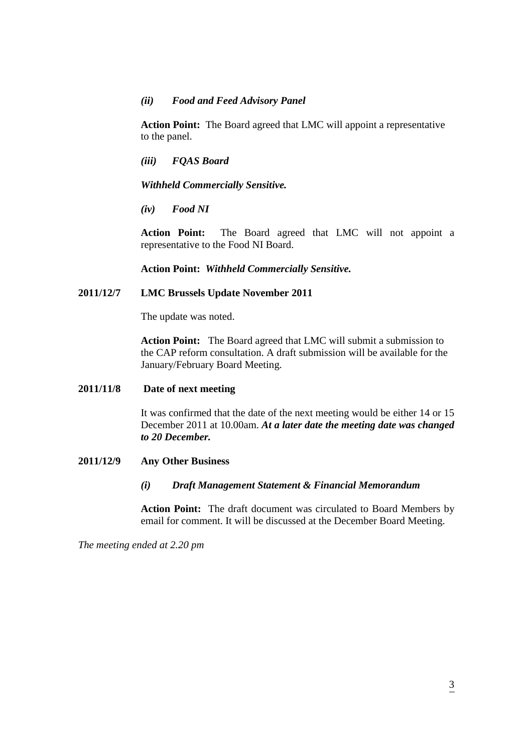*(ii) Food and Feed Advisory Panel*

**Action Point:** The Board agreed that LMC will appoint a representative to the panel.

*(iii) FQAS Board*

***Withheld Commercially Sensitive.***

*(iv) Food NI*

**Action Point:** The Board agreed that LMC will not appoint a representative to the Food NI Board.

**Action Point:** ***Withheld Commercially Sensitive.***

**2011/12/7 LMC Brussels Update November 2011**

The update was noted.

**Action Point:** The Board agreed that LMC will submit a submission to the CAP reform consultation. A draft submission will be available for the January/February Board Meeting.

**2011/11/8 Date of next meeting**

It was confirmed that the date of the next meeting would be either 14 or 15 December 2011 at 10.00am. ***At a later date the meeting date was changed to 20 December.***

**2011/12/9 Any Other Business**

*(i) Draft Management Statement & Financial Memorandum*

**Action Point:** The draft document was circulated to Board Members by email for comment. It will be discussed at the December Board Meeting.

*The meeting ended at 2.20 pm*